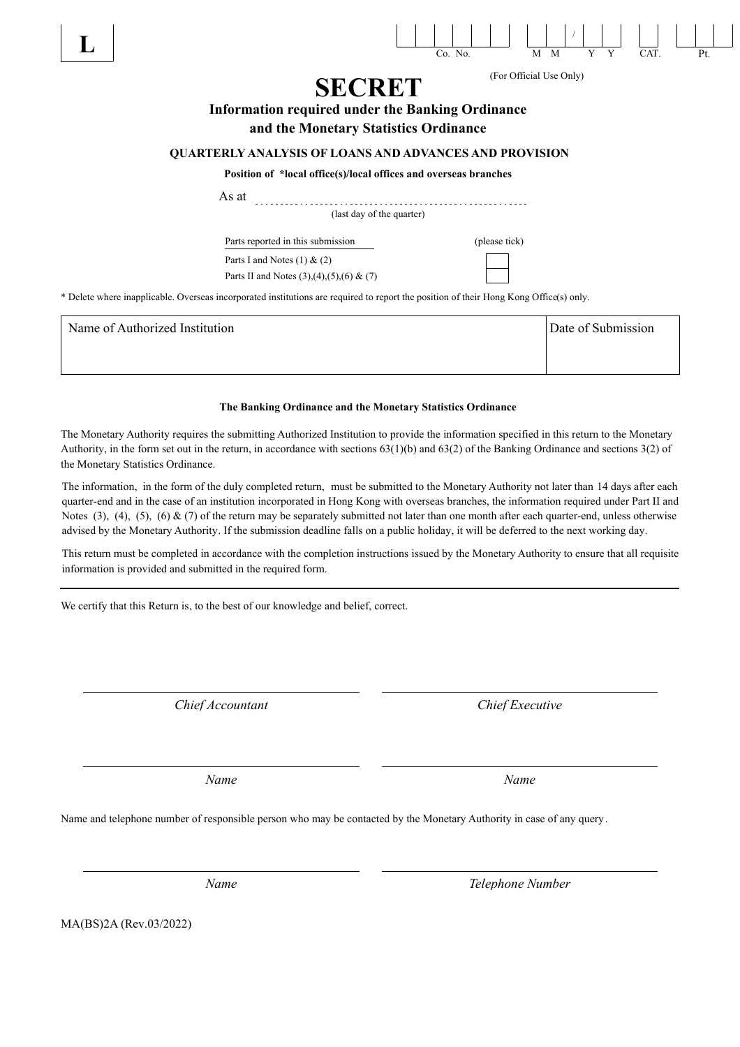**L**

| | | | | | |
|---|---|---|---|---|---|
| Co. No. | M M | / | Y Y | CAT. | Pt. |

(For Official Use Only)

# SECRET

**Information required under the Banking Ordinance and the Monetary Statistics Ordinance**

**QUARTERLY ANALYSIS OF LOANS AND ADVANCES AND PROVISION**

**Position of \*local office(s)/local offices and overseas branches**

As at ................................................................
(last day of the quarter)

| Parts reported in this submission | (please tick) |
|---|---|
| Parts I and Notes (1) & (2) | ☐ |
| Parts II and Notes (3),(4),(5),(6) & (7) | ☐ |

\* Delete where inapplicable. Overseas incorporated institutions are required to report the position of their Hong Kong Office(s) only.

| Name of Authorized Institution | Date of Submission |
|---|---|
| | |

**The Banking Ordinance and the Monetary Statistics Ordinance**

The Monetary Authority requires the submitting Authorized Institution to provide the information specified in this return to the Monetary Authority, in the form set out in the return, in accordance with sections 63(1)(b) and 63(2) of the Banking Ordinance and sections 3(2) of the Monetary Statistics Ordinance.

The information, in the form of the duly completed return, must be submitted to the Monetary Authority not later than 14 days after each quarter-end and in the case of an institution incorporated in Hong Kong with overseas branches, the information required under Part II and Notes (3), (4), (5), (6) & (7) of the return may be separately submitted not later than one month after each quarter-end, unless otherwise advised by the Monetary Authority. If the submission deadline falls on a public holiday, it will be deferred to the next working day.

This return must be completed in accordance with the completion instructions issued by the Monetary Authority to ensure that all requisite information is provided and submitted in the required form.

---

We certify that this Return is, to the best of our knowledge and belief, correct.

| | |
|---|---|
| *Chief Accountant* | *Chief Executive* |
| *Name* | *Name* |

Name and telephone number of responsible person who may be contacted by the Monetary Authority in case of any query.

| | |
|---|---|
| *Name* | *Telephone Number* |

MA(BS)2A (Rev.03/2022)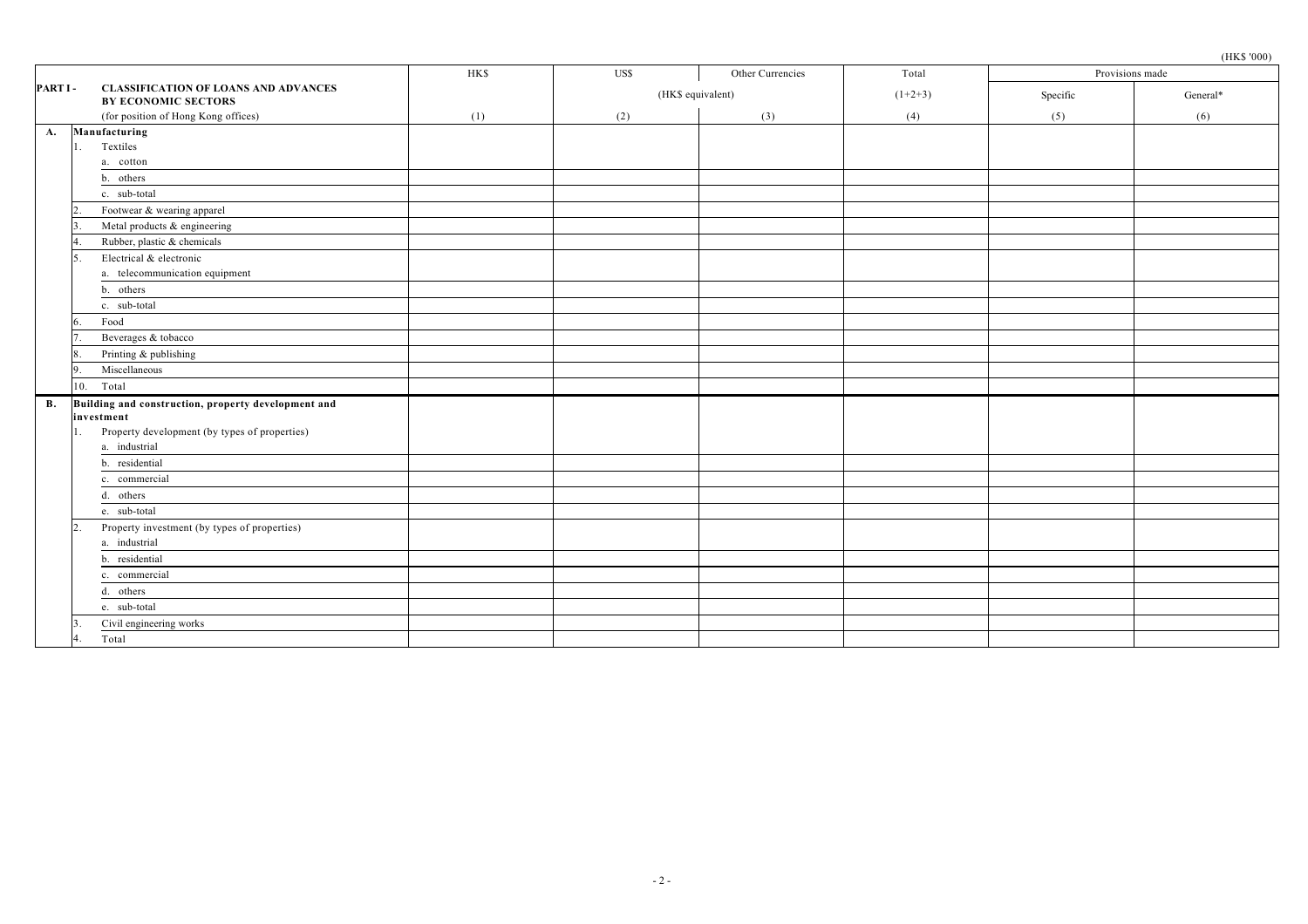(HK$ '000)

| PART I - CLASSIFICATION OF LOANS AND ADVANCES BY ECONOMIC SECTORS (for position of Hong Kong offices) | HK$ | US$ | Other Currencies | Total | Provisions made | |
|---|---|---|---|---|---|---|
| | | (HK$ equivalent) | | (1+2+3) | Specific | General* |
| | (1) | (2) | (3) | (4) | (5) | (6) |
| **A. Manufacturing** | | | | | | |
| 1. Textiles | | | | | | |
| a. cotton | | | | | | |
| b. others | | | | | | |
| c. sub-total | | | | | | |
| 2. Footwear & wearing apparel | | | | | | |
| 3. Metal products & engineering | | | | | | |
| 4. Rubber, plastic & chemicals | | | | | | |
| 5. Electrical & electronic | | | | | | |
| a. telecommunication equipment | | | | | | |
| b. others | | | | | | |
| c. sub-total | | | | | | |
| 6. Food | | | | | | |
| 7. Beverages & tobacco | | | | | | |
| 8. Printing & publishing | | | | | | |
| 9. Miscellaneous | | | | | | |
| 10. Total | | | | | | |
| **B. Building and construction, property development and investment** | | | | | | |
| 1. Property development (by types of properties) | | | | | | |
| a. industrial | | | | | | |
| b. residential | | | | | | |
| c. commercial | | | | | | |
| d. others | | | | | | |
| e. sub-total | | | | | | |
| 2. Property investment (by types of properties) | | | | | | |
| a. industrial | | | | | | |
| b. residential | | | | | | |
| c. commercial | | | | | | |
| d. others | | | | | | |
| e. sub-total | | | | | | |
| 3. Civil engineering works | | | | | | |
| 4. Total | | | | | | |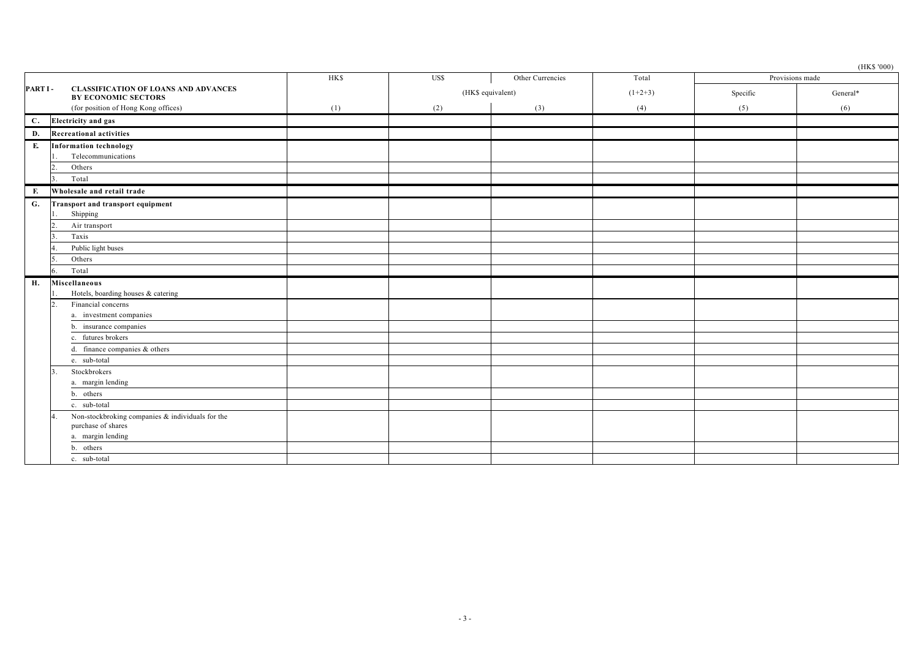(HK$ '000)

| PART I - CLASSIFICATION OF LOANS AND ADVANCES BY ECONOMIC SECTORS (for position of Hong Kong offices) | | HK$ | US$ | Other Currencies | Total | Provisions made | |
|---|---|---|---|---|---|---|---|
| | | | (HK$ equivalent) | | (1+2+3) | Specific | General* |
| | | (1) | (2) | (3) | (4) | (5) | (6) |
| C. | **Electricity and gas** | | | | | | |
| D. | **Recreational activities** | | | | | | |
| E. | **Information technology** | | | | | | |
| | 1. Telecommunications | | | | | | |
| | 2. Others | | | | | | |
| | 3. Total | | | | | | |
| F. | **Wholesale and retail trade** | | | | | | |
| G. | **Transport and transport equipment** | | | | | | |
| | 1. Shipping | | | | | | |
| | 2. Air transport | | | | | | |
| | 3. Taxis | | | | | | |
| | 4. Public light buses | | | | | | |
| | 5. Others | | | | | | |
| | 6. Total | | | | | | |
| H. | **Miscellaneous** | | | | | | |
| | 1. Hotels, boarding houses & catering | | | | | | |
| | 2. Financial concerns | | | | | | |
| | a. investment companies | | | | | | |
| | b. insurance companies | | | | | | |
| | c. futures brokers | | | | | | |
| | d. finance companies & others | | | | | | |
| | e. sub-total | | | | | | |
| | 3. Stockbrokers | | | | | | |
| | a. margin lending | | | | | | |
| | b. others | | | | | | |
| | c. sub-total | | | | | | |
| | 4. Non-stockbroking companies & individuals for the purchase of shares | | | | | | |
| | a. margin lending | | | | | | |
| | b. others | | | | | | |
| | c. sub-total | | | | | | |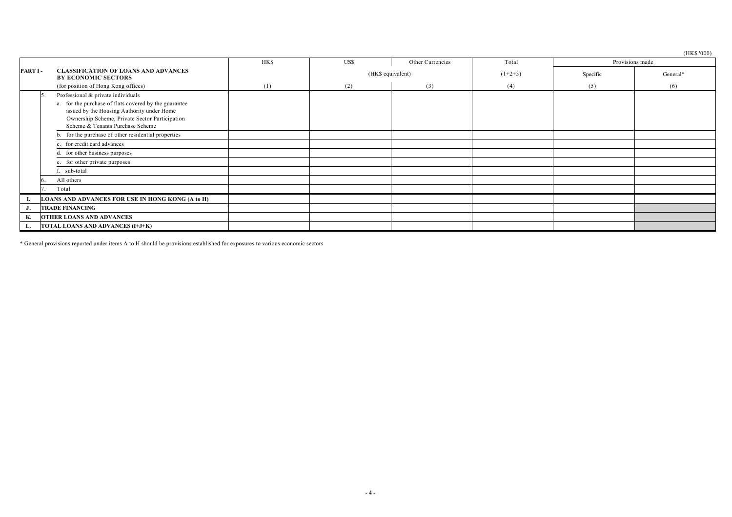(HK$ '000)

| | | HK$ | US$ | Other Currencies | Total | Provisions made | |
|---|---|---|---|---|---|---|---|
| **PART I -** | **CLASSIFICATION OF LOANS AND ADVANCES BY ECONOMIC SECTORS** | | (HK$ equivalent) | | (1+2+3) | Specific | General* |
| | (for position of Hong Kong offices) | (1) | (2) | (3) | (4) | (5) | (6) |
| | 5. Professional & private individuals | | | | | | |
| | a. for the purchase of flats covered by the guarantee issued by the Housing Authority under Home Ownership Scheme, Private Sector Participation Scheme & Tenants Purchase Scheme | | | | | | |
| | b. for the purchase of other residential properties | | | | | | |
| | c. for credit card advances | | | | | | |
| | d. for other business purposes | | | | | | |
| | e. for other private purposes | | | | | | |
| | f. sub-total | | | | | | |
| | 6. All others | | | | | | |
| | 7. Total | | | | | | |
| **I.** | **LOANS AND ADVANCES FOR USE IN HONG KONG (A to H)** | | | | | | |
| **J.** | **TRADE FINANCING** | | | | | | |
| **K.** | **OTHER LOANS AND ADVANCES** | | | | | | |
| **L.** | **TOTAL LOANS AND ADVANCES (I+J+K)** | | | | | | |

* General provisions reported under items A to H should be provisions established for exposures to various economic sectors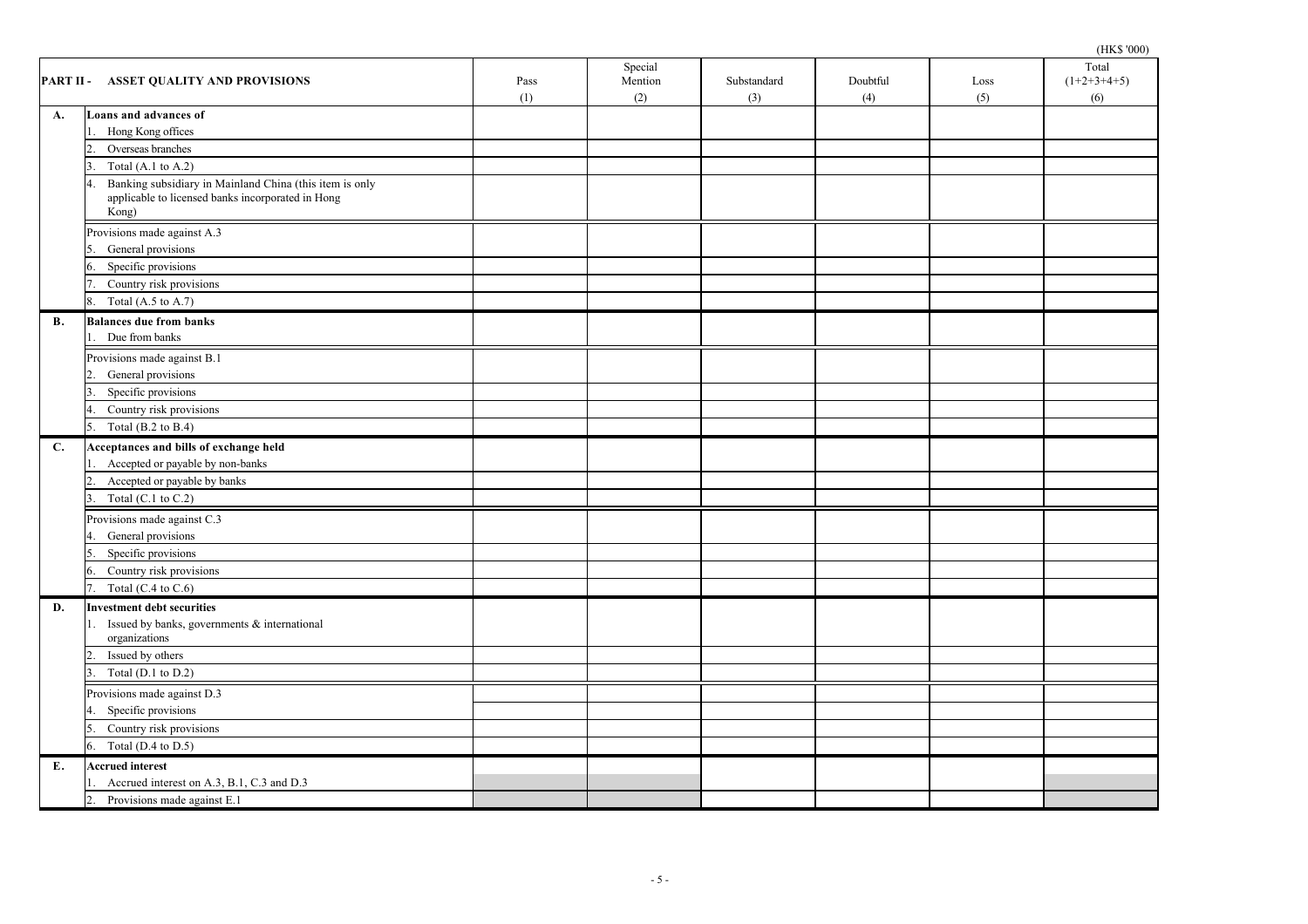(HK$ '000)

| PART II - | ASSET QUALITY AND PROVISIONS | Pass (1) | Special Mention (2) | Substandard (3) | Doubtful (4) | Loss (5) | Total (1+2+3+4+5) (6) |
|---|---|---|---|---|---|---|---|
| **A.** | **Loans and advances of** | | | | | | |
| | 1. Hong Kong offices | | | | | | |
| | 2. Overseas branches | | | | | | |
| | 3. Total (A.1 to A.2) | | | | | | |
| | 4. Banking subsidiary in Mainland China (this item is only applicable to licensed banks incorporated in Hong Kong) | | | | | | |
| | Provisions made against A.3 | | | | | | |
| | 5. General provisions | | | | | | |
| | 6. Specific provisions | | | | | | |
| | 7. Country risk provisions | | | | | | |
| | 8. Total (A.5 to A.7) | | | | | | |
| **B.** | **Balances due from banks** | | | | | | |
| | 1. Due from banks | | | | | | |
| | Provisions made against B.1 | | | | | | |
| | 2. General provisions | | | | | | |
| | 3. Specific provisions | | | | | | |
| | 4. Country risk provisions | | | | | | |
| | 5. Total (B.2 to B.4) | | | | | | |
| **C.** | **Acceptances and bills of exchange held** | | | | | | |
| | 1. Accepted or payable by non-banks | | | | | | |
| | 2. Accepted or payable by banks | | | | | | |
| | 3. Total (C.1 to C.2) | | | | | | |
| | Provisions made against C.3 | | | | | | |
| | 4. General provisions | | | | | | |
| | 5. Specific provisions | | | | | | |
| | 6. Country risk provisions | | | | | | |
| | 7. Total (C.4 to C.6) | | | | | | |
| **D.** | **Investment debt securities** | | | | | | |
| | 1. Issued by banks, governments & international organizations | | | | | | |
| | 2. Issued by others | | | | | | |
| | 3. Total (D.1 to D.2) | | | | | | |
| | Provisions made against D.3 | | | | | | |
| | 4. Specific provisions | | | | | | |
| | 5. Country risk provisions | | | | | | |
| | 6. Total (D.4 to D.5) | | | | | | |
| **E.** | **Accrued interest** | | | | | | |
| | 1. Accrued interest on A.3, B.1, C.3 and D.3 | | | | | | |
| | 2. Provisions made against E.1 | | | | | | |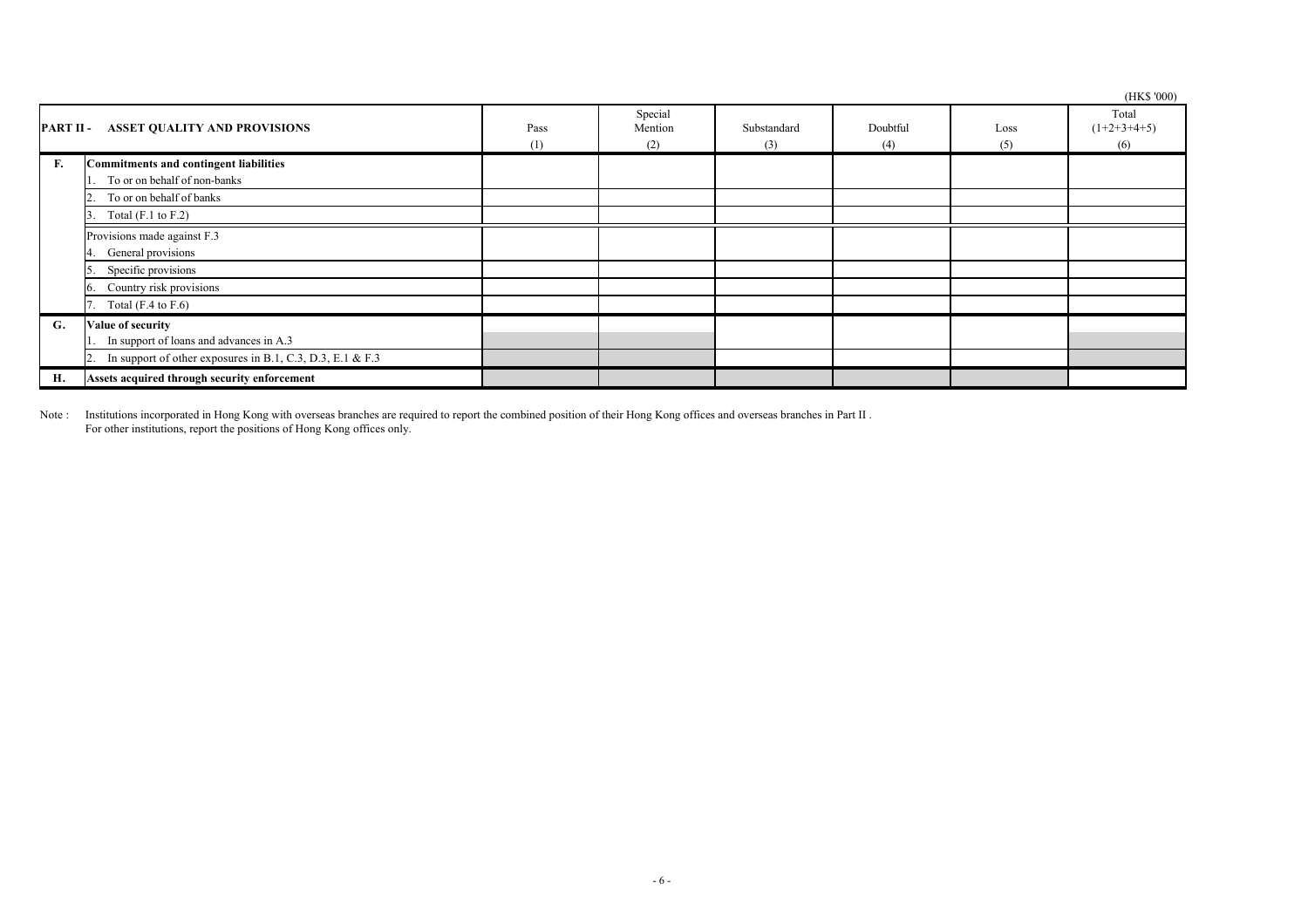(HK$ '000)

| PART II - ASSET QUALITY AND PROVISIONS | | Pass (1) | Special Mention (2) | Substandard (3) | Doubtful (4) | Loss (5) | Total (1+2+3+4+5) (6) |
|---|---|---|---|---|---|---|---|
| **F.** | **Commitments and contingent liabilities** | | | | | | |
| | 1. To or on behalf of non-banks | | | | | | |
| | 2. To or on behalf of banks | | | | | | |
| | 3. Total (F.1 to F.2) | | | | | | |
| | Provisions made against F.3 | | | | | | |
| | 4. General provisions | | | | | | |
| | 5. Specific provisions | | | | | | |
| | 6. Country risk provisions | | | | | | |
| | 7. Total (F.4 to F.6) | | | | | | |
| **G.** | **Value of security** | | | | | | |
| | 1. In support of loans and advances in A.3 | | | | | | |
| | 2. In support of other exposures in B.1, C.3, D.3, E.1 & F.3 | | | | | | |
| **H.** | **Assets acquired through security enforcement** | | | | | | |

Note : Institutions incorporated in Hong Kong with overseas branches are required to report the combined position of their Hong Kong offices and overseas branches in Part II . For other institutions, report the positions of Hong Kong offices only.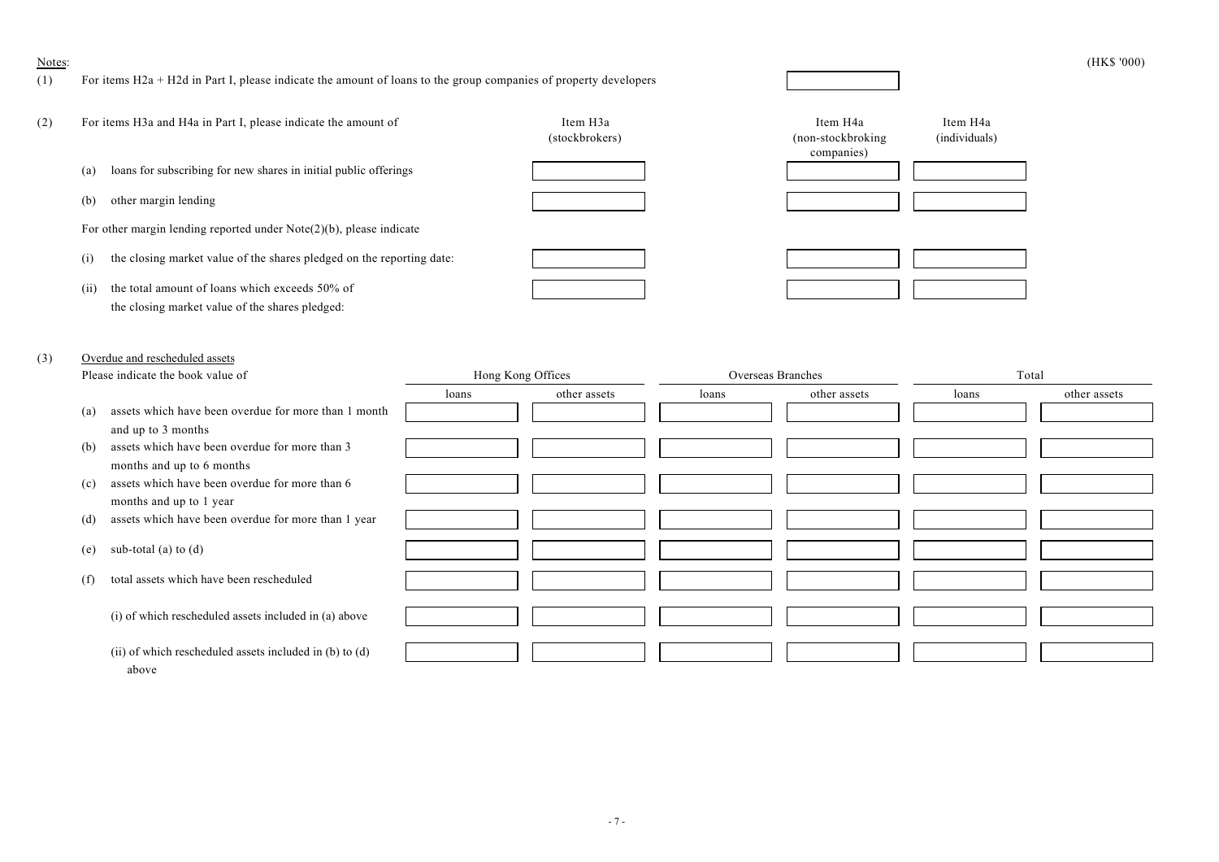Notes:

(HK$ '000)

(1) For items H2a + H2d in Part I, please indicate the amount of loans to the group companies of property developers

| | |
|---|---|
| For items H2a + H2d in Part I, please indicate the amount of loans to the group companies of property developers | |

(2) For items H3a and H4a in Part I, please indicate the amount of

| | Item H3a (stockbrokers) | Item H4a (non-stockbroking companies) | Item H4a (individuals) |
|---|---|---|---|
| (a) loans for subscribing for new shares in initial public offerings | | | |
| (b) other margin lending | | | |
| For other margin lending reported under Note(2)(b), please indicate | | | |
| (i) the closing market value of the shares pledged on the reporting date: | | | |
| (ii) the total amount of loans which exceeds 50% of the closing market value of the shares pledged: | | | |

(3) Overdue and rescheduled assets

Please indicate the book value of

| | Hong Kong Offices | | Overseas Branches | | Total | |
|---|---|---|---|---|---|---|
| | loans | other assets | loans | other assets | loans | other assets |
| (a) assets which have been overdue for more than 1 month and up to 3 months | | | | | | |
| (b) assets which have been overdue for more than 3 months and up to 6 months | | | | | | |
| (c) assets which have been overdue for more than 6 months and up to 1 year | | | | | | |
| (d) assets which have been overdue for more than 1 year | | | | | | |
| (e) sub-total (a) to (d) | | | | | | |
| (f) total assets which have been rescheduled | | | | | | |
| (i) of which rescheduled assets included in (a) above | | | | | | |
| (ii) of which rescheduled assets included in (b) to (d) above | | | | | | |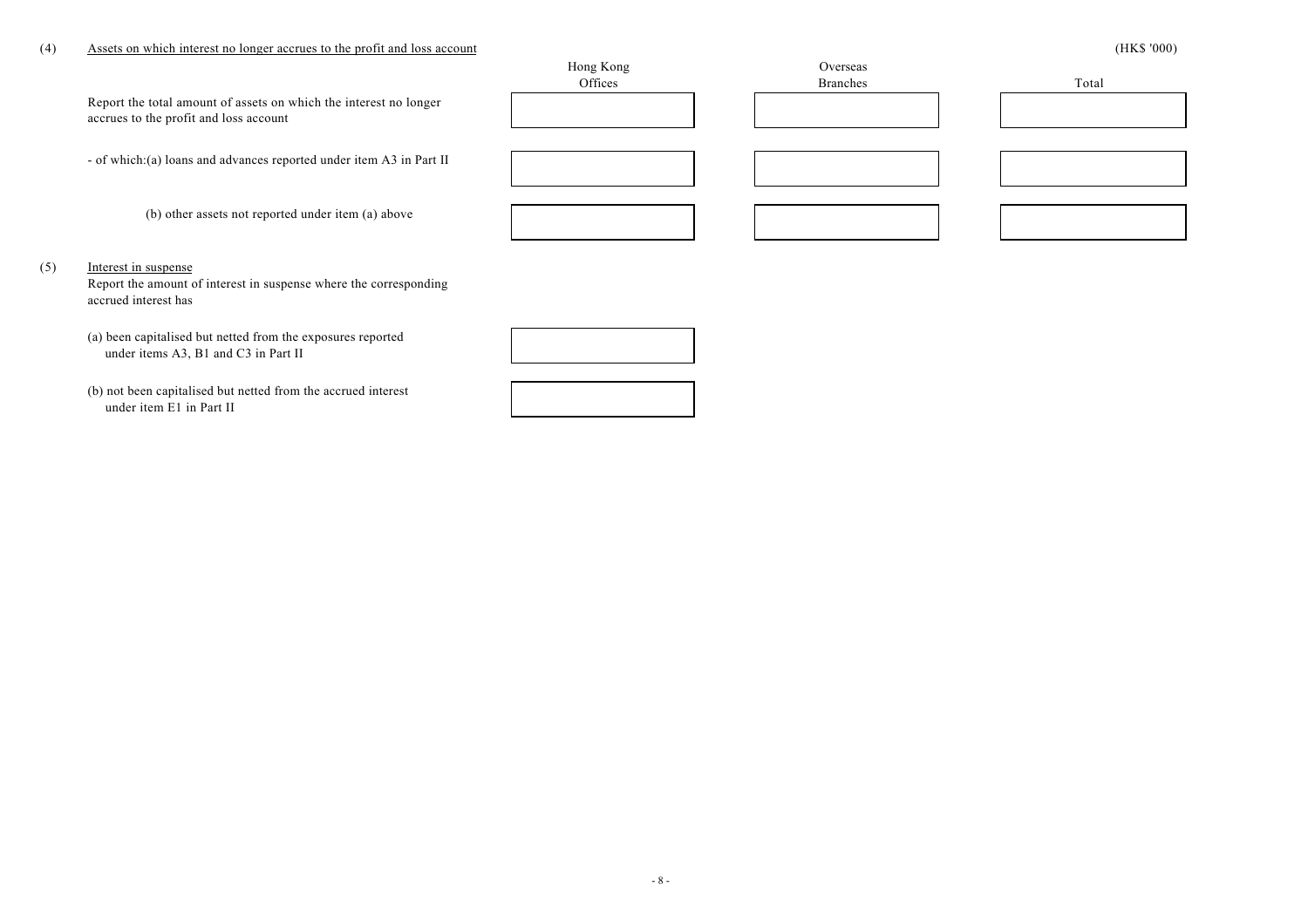(4) <u>Assets on which interest no longer accrues to the profit and loss account</u>

(HK$ '000)

| | Hong Kong Offices | Overseas Branches | Total |
|---|---|---|---|
| Report the total amount of assets on which the interest no longer accrues to the profit and loss account | | | |
| - of which:(a) loans and advances reported under item A3 in Part II | | | |
| (b) other assets not reported under item (a) above | | | |

(5) <u>Interest in suspense</u>

Report the amount of interest in suspense where the corresponding accrued interest has

| | |
|---|---|
| (a) been capitalised but netted from the exposures reported under items A3, B1 and C3 in Part II | |
| (b) not been capitalised but netted from the accrued interest under item E1 in Part II | |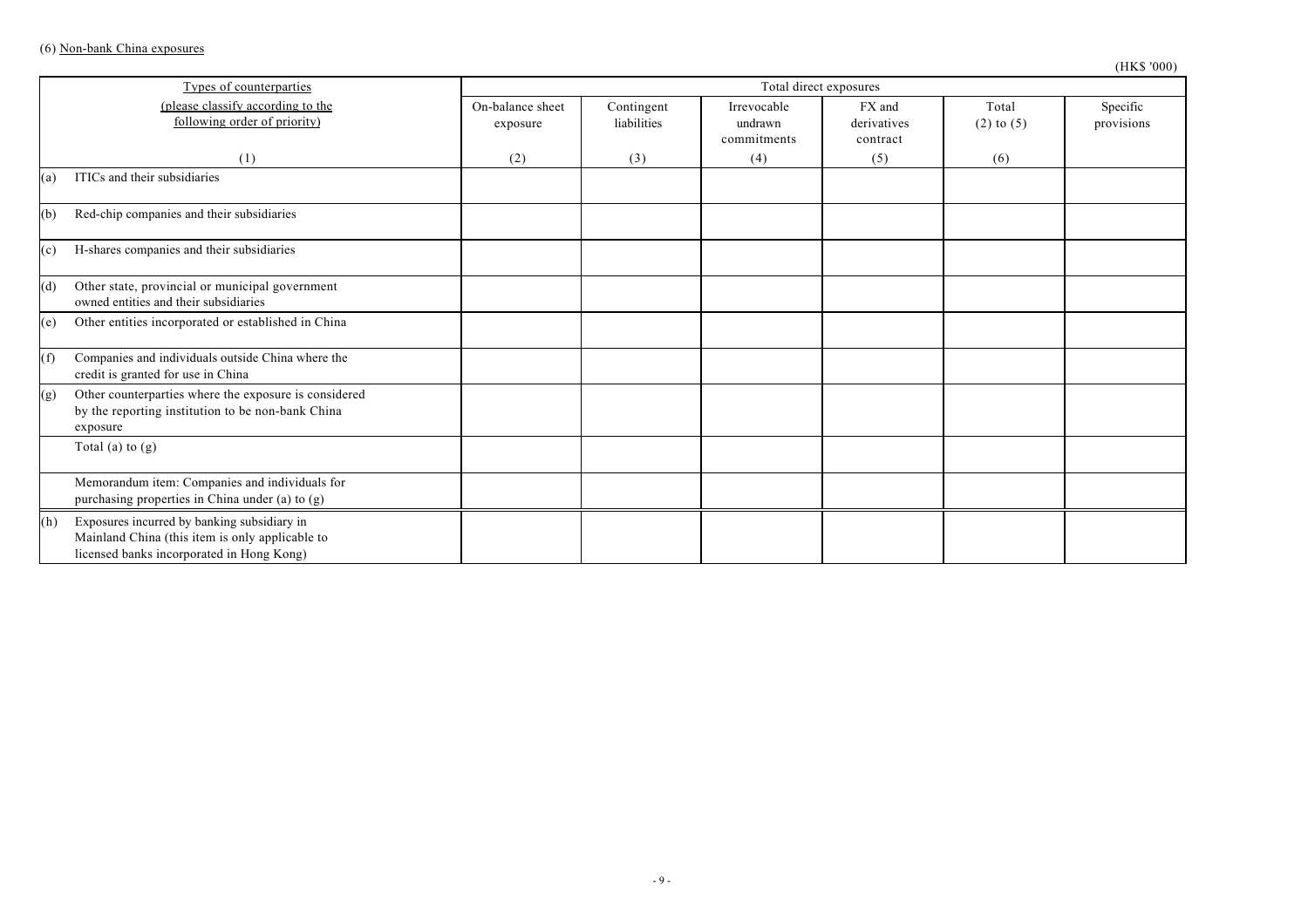(6) Non-bank China exposures

(HK$ '000)

| Types of counterparties | Total direct exposures | | | | | |
|---|---|---|---|---|---|---|
| (please classify according to the following order of priority) | On-balance sheet exposure | Contingent liabilities | Irrevocable undrawn commitments | FX and derivatives contract | Total (2) to (5) | Specific provisions |
| (1) | (2) | (3) | (4) | (5) | (6) | |
| (a) ITICs and their subsidiaries | | | | | | |
| (b) Red-chip companies and their subsidiaries | | | | | | |
| (c) H-shares companies and their subsidiaries | | | | | | |
| (d) Other state, provincial or municipal government owned entities and their subsidiaries | | | | | | |
| (e) Other entities incorporated or established in China | | | | | | |
| (f) Companies and individuals outside China where the credit is granted for use in China | | | | | | |
| (g) Other counterparties where the exposure is considered by the reporting institution to be non-bank China exposure | | | | | | |
| Total (a) to (g) | | | | | | |
| Memorandum item: Companies and individuals for purchasing properties in China under (a) to (g) | | | | | | |
| (h) Exposures incurred by banking subsidiary in Mainland China (this item is only applicable to licensed banks incorporated in Hong Kong) | | | | | | |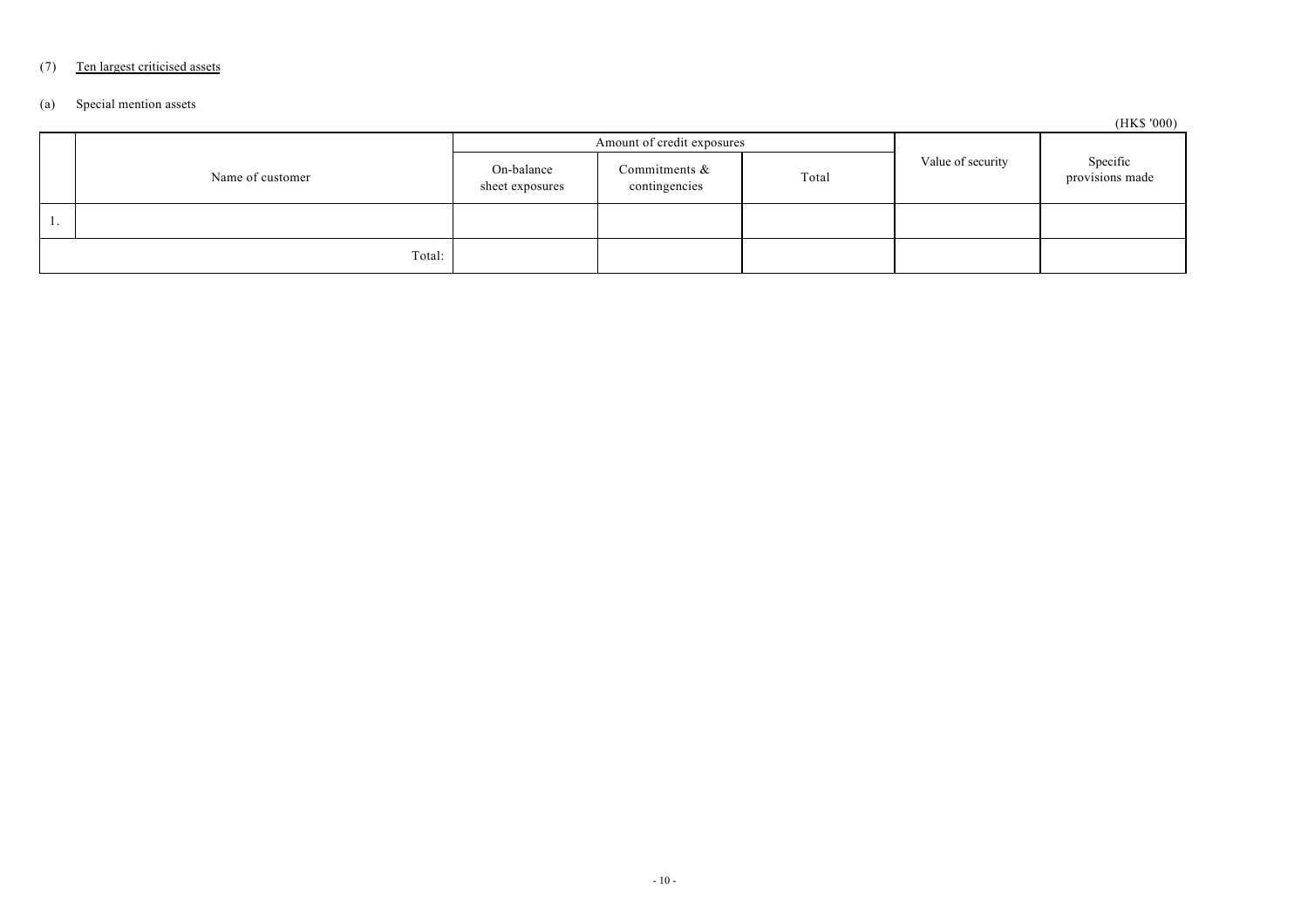(7) Ten largest criticised assets

(a) Special mention assets

(HK$ '000)

| | Name of customer | Amount of credit exposures | | | Value of security | Specific provisions made |
|---|---|---|---|---|---|---|
| | | On-balance sheet exposures | Commitments & contingencies | Total | | |
| 1. | | | | | | |
| | Total: | | | | | |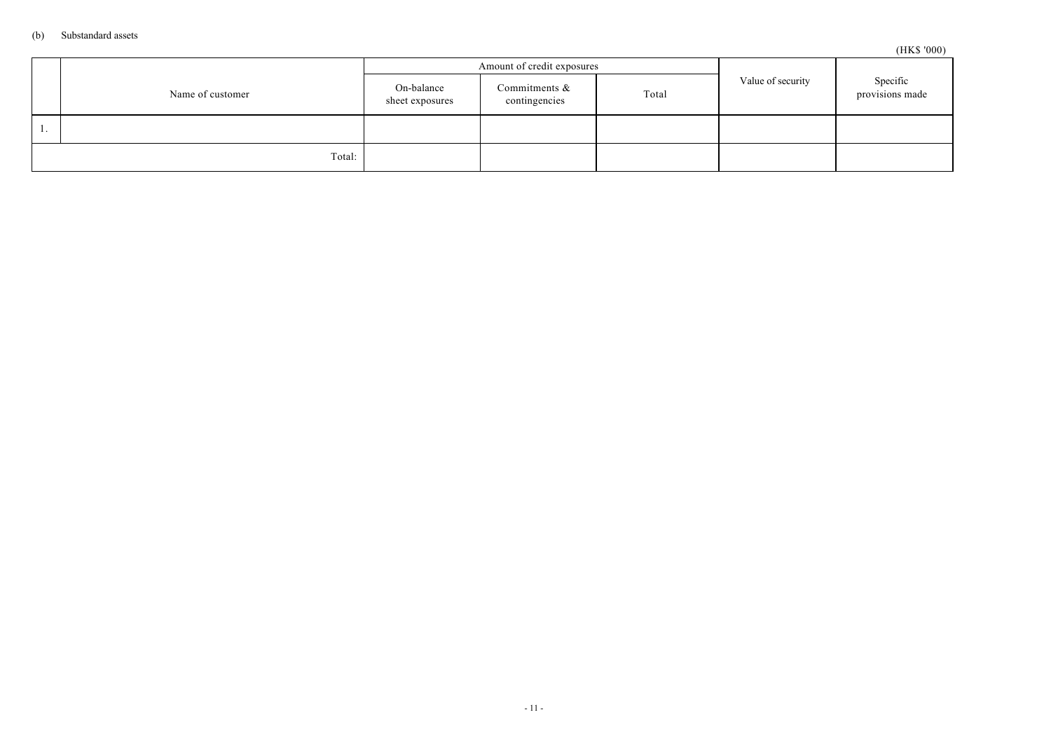(b) Substandard assets

(HK$ '000)

| | Name of customer | Amount of credit exposures | | | Value of security | Specific provisions made |
|---|---|---|---|---|---|---|
| | | On-balance sheet exposures | Commitments & contingencies | Total | | |
| 1. | | | | | | |
| | Total: | | | | | |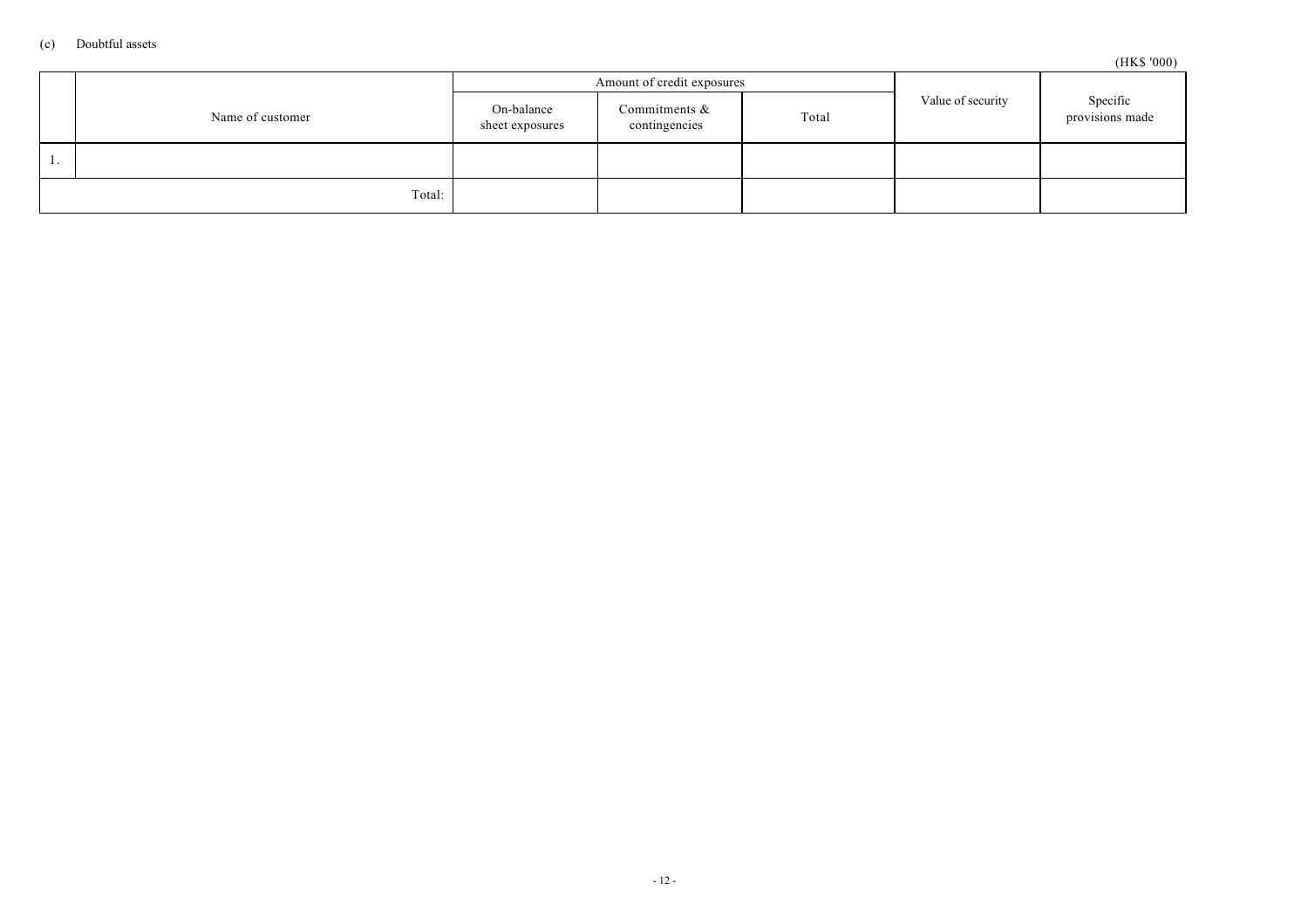(c) Doubtful assets

(HK$ '000)

| | Name of customer | Amount of credit exposures | | | Value of security | Specific provisions made |
|---|---|---|---|---|---|---|
| | | On-balance sheet exposures | Commitments & contingencies | Total | | |
| 1. | | | | | | |
| | Total: | | | | | |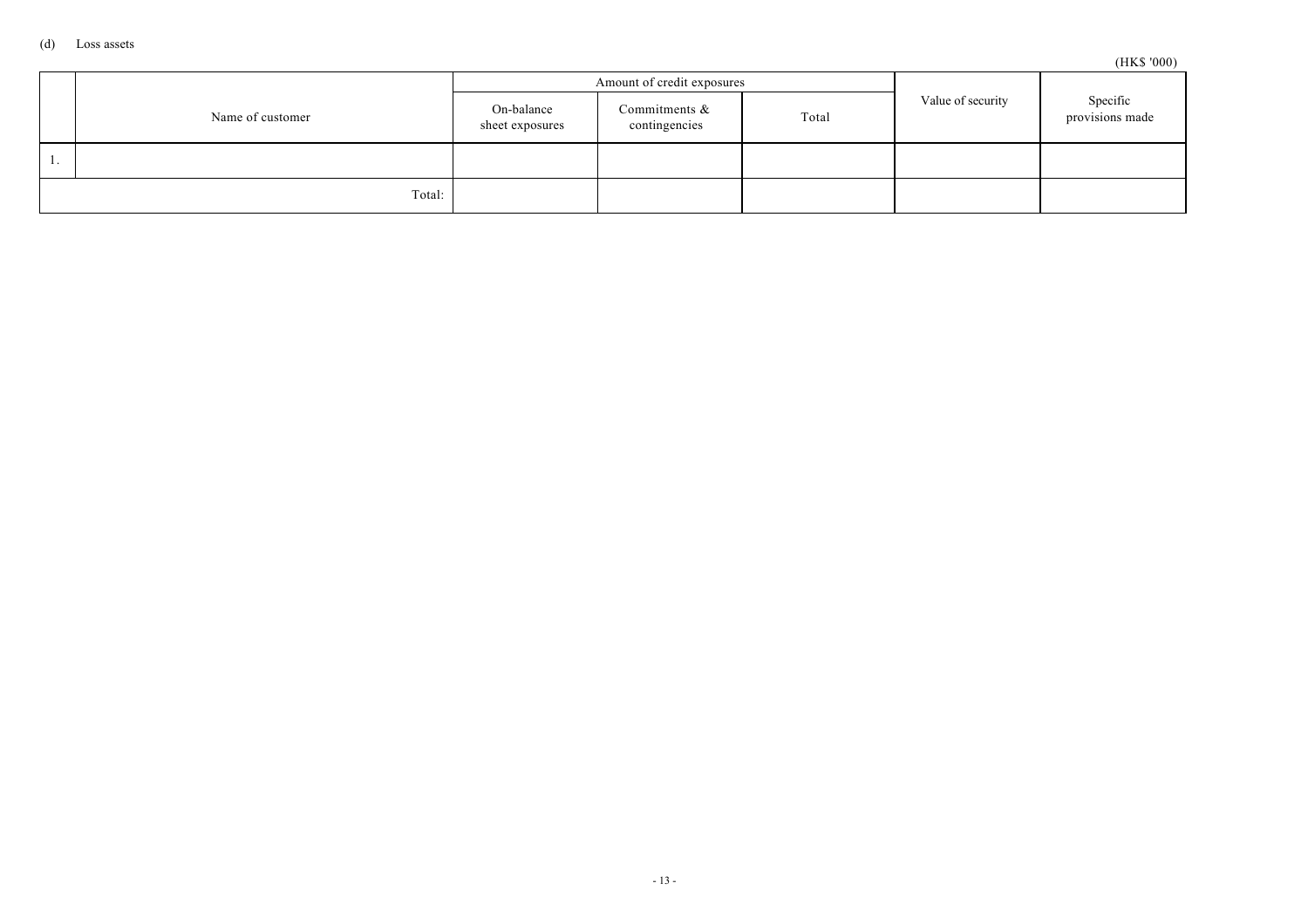(d) Loss assets

(HK$ '000)

| | Name of customer | Amount of credit exposures | | | Value of security | Specific provisions made |
|---|---|---|---|---|---|---|
| | | On-balance sheet exposures | Commitments & contingencies | Total | | |
| 1. | | | | | | |
| | Total: | | | | | |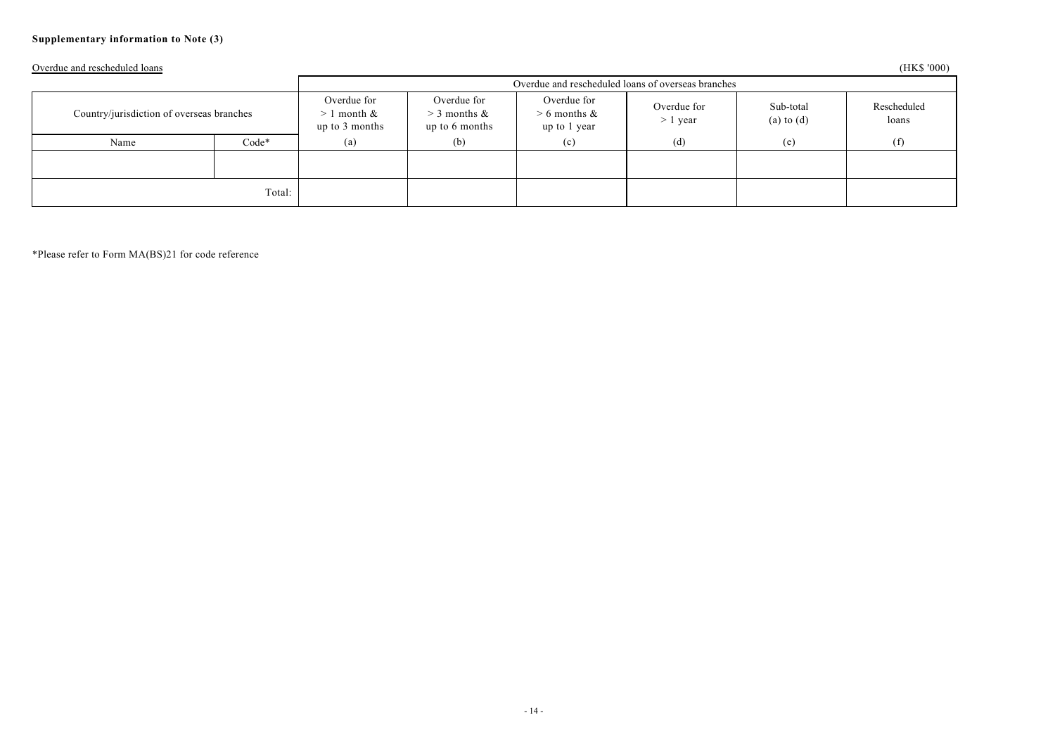**Supplementary information to Note (3)**

Overdue and rescheduled loans

(HK$ '000)

| Country/jurisdiction of overseas branches | | Overdue and rescheduled loans of overseas branches | | | | | |
|---|---|---|---|---|---|---|---|
| | | Overdue for > 1 month & up to 3 months | Overdue for > 3 months & up to 6 months | Overdue for > 6 months & up to 1 year | Overdue for > 1 year | Sub-total (a) to (d) | Rescheduled loans |
| Name | Code* | (a) | (b) | (c) | (d) | (e) | (f) |
| | | | | | | | |
| | Total: | | | | | | |

*Please refer to Form MA(BS)21 for code reference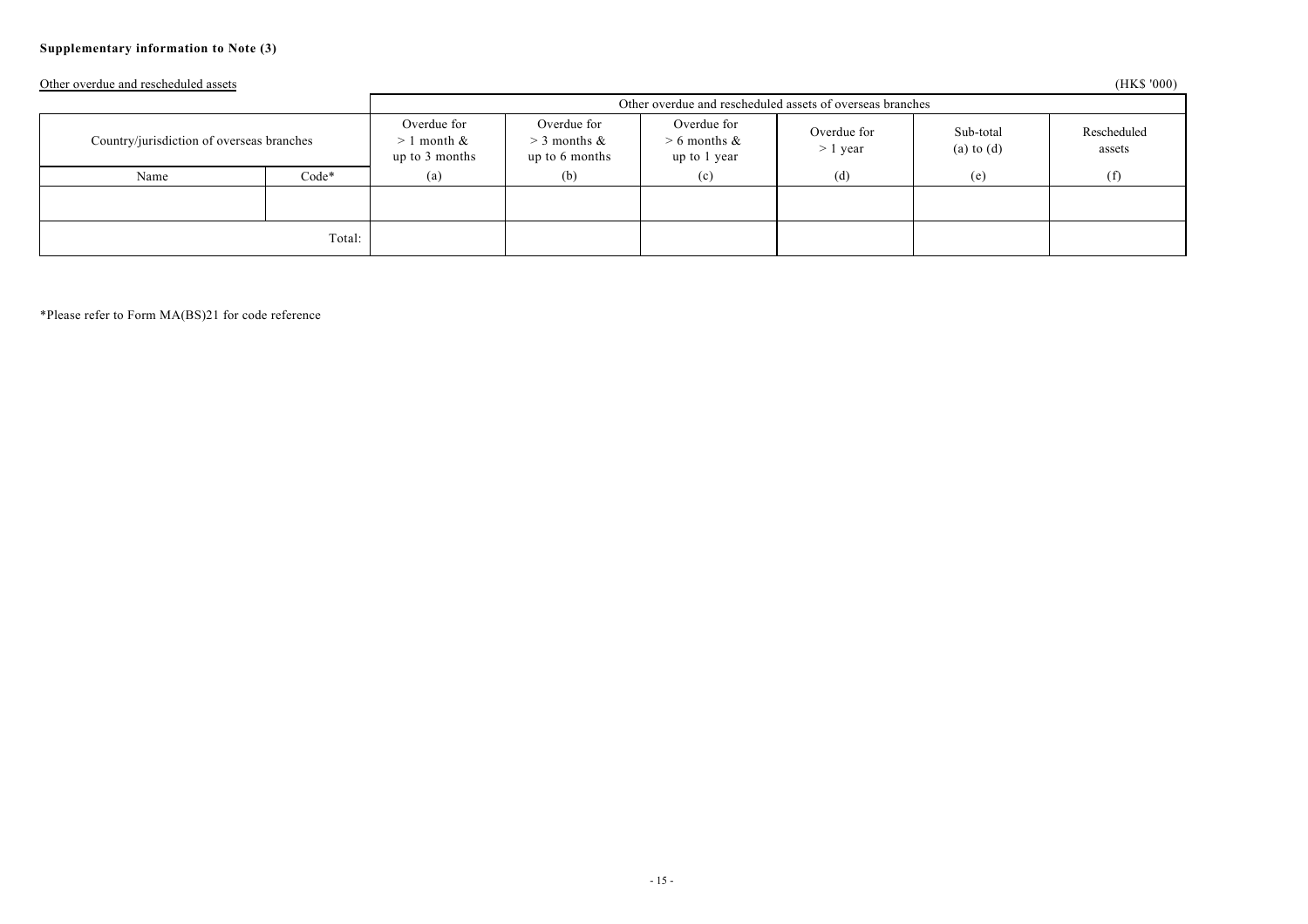**Supplementary information to Note (3)**

Other overdue and rescheduled assets

(HK$ '000)

| Country/jurisdiction of overseas branches | | Other overdue and rescheduled assets of overseas branches | | | | | |
|---|---|---|---|---|---|---|---|
| | | Overdue for > 1 month & up to 3 months | Overdue for > 3 months & up to 6 months | Overdue for > 6 months & up to 1 year | Overdue for > 1 year | Sub-total (a) to (d) | Rescheduled assets |
| Name | Code* | (a) | (b) | (c) | (d) | (e) | (f) |
| | | | | | | | |
| | Total: | | | | | | |

*Please refer to Form MA(BS)21 for code reference